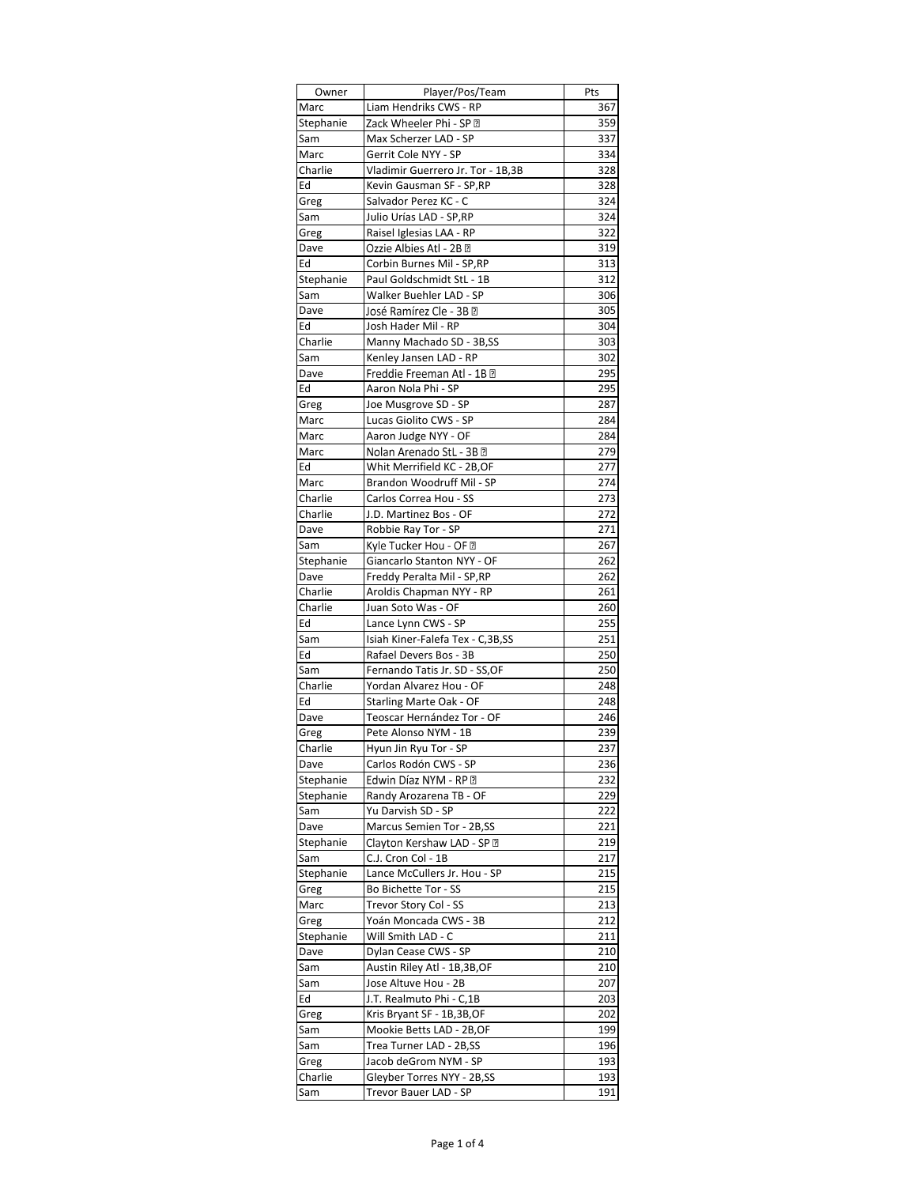| Owner | Player/Pos/Team | Pts |
|---|---|---|
| Marc | Liam Hendriks CWS - RP | 367 |
| Stephanie | Zack Wheeler Phi - SP ? | 359 |
| Sam | Max Scherzer LAD - SP | 337 |
| Marc | Gerrit Cole NYY - SP | 334 |
| Charlie | Vladimir Guerrero Jr. Tor - 1B,3B | 328 |
| Ed | Kevin Gausman SF - SP,RP | 328 |
| Greg | Salvador Perez KC - C | 324 |
| Sam | Julio Urías LAD - SP,RP | 324 |
| Greg | Raisel Iglesias LAA - RP | 322 |
| Dave | Ozzie Albies Atl - 2B ? | 319 |
| Ed | Corbin Burnes Mil - SP,RP | 313 |
| Stephanie | Paul Goldschmidt StL - 1B | 312 |
| Sam | Walker Buehler LAD - SP | 306 |
| Dave | José Ramírez Cle - 3B ? | 305 |
| Ed | Josh Hader Mil - RP | 304 |
| Charlie | Manny Machado SD - 3B,SS | 303 |
| Sam | Kenley Jansen LAD - RP | 302 |
| Dave | Freddie Freeman Atl - 1B ? | 295 |
| Ed | Aaron Nola Phi - SP | 295 |
| Greg | Joe Musgrove SD - SP | 287 |
| Marc | Lucas Giolito CWS - SP | 284 |
| Marc | Aaron Judge NYY - OF | 284 |
| Marc | Nolan Arenado StL - 3B ? | 279 |
| Ed | Whit Merrifield KC - 2B,OF | 277 |
| Marc | Brandon Woodruff Mil - SP | 274 |
| Charlie | Carlos Correa Hou - SS | 273 |
| Charlie | J.D. Martinez Bos - OF | 272 |
| Dave | Robbie Ray Tor - SP | 271 |
| Sam | Kyle Tucker Hou - OF ? | 267 |
| Stephanie | Giancarlo Stanton NYY - OF | 262 |
| Dave | Freddy Peralta Mil - SP,RP | 262 |
| Charlie | Aroldis Chapman NYY - RP | 261 |
| Charlie | Juan Soto Was - OF | 260 |
| Ed | Lance Lynn CWS - SP | 255 |
| Sam | Isiah Kiner-Falefa Tex - C,3B,SS | 251 |
| Ed | Rafael Devers Bos - 3B | 250 |
| Sam | Fernando Tatis Jr. SD - SS,OF | 250 |
| Charlie | Yordan Alvarez Hou - OF | 248 |
| Ed | Starling Marte Oak - OF | 248 |
| Dave | Teoscar Hernández Tor - OF | 246 |
| Greg | Pete Alonso NYM - 1B | 239 |
| Charlie | Hyun Jin Ryu Tor - SP | 237 |
| Dave | Carlos Rodón CWS - SP | 236 |
| Stephanie | Edwin Díaz NYM - RP ? | 232 |
| Stephanie | Randy Arozarena TB - OF | 229 |
| Sam | Yu Darvish SD - SP | 222 |
| Dave | Marcus Semien Tor - 2B,SS | 221 |
| Stephanie | Clayton Kershaw LAD - SP ? | 219 |
| Sam | C.J. Cron Col - 1B | 217 |
| Stephanie | Lance McCullers Jr. Hou - SP | 215 |
| Greg | Bo Bichette Tor - SS | 215 |
| Marc | Trevor Story Col - SS | 213 |
| Greg | Yoán Moncada CWS - 3B | 212 |
| Stephanie | Will Smith LAD - C | 211 |
| Dave | Dylan Cease CWS - SP | 210 |
| Sam | Austin Riley Atl - 1B,3B,OF | 210 |
| Sam | Jose Altuve Hou - 2B | 207 |
| Ed | J.T. Realmuto Phi - C,1B | 203 |
| Greg | Kris Bryant SF - 1B,3B,OF | 202 |
| Sam | Mookie Betts LAD - 2B,OF | 199 |
| Sam | Trea Turner LAD - 2B,SS | 196 |
| Greg | Jacob deGrom NYM - SP | 193 |
| Charlie | Gleyber Torres NYY - 2B,SS | 193 |
| Sam | Trevor Bauer LAD - SP | 191 |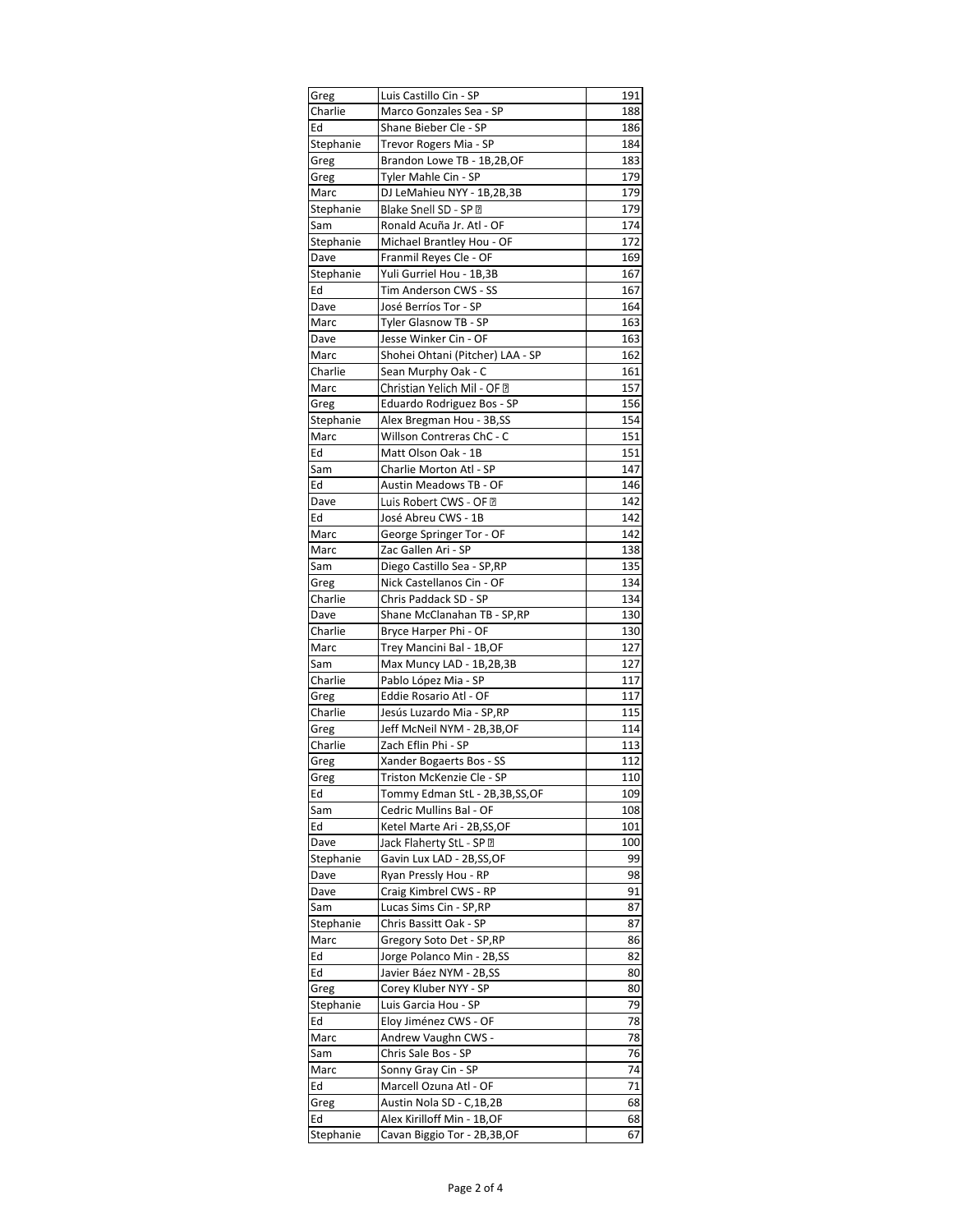| | | |
|---|---|---|
| Greg | Luis Castillo Cin - SP | 191 |
| Charlie | Marco Gonzales Sea - SP | 188 |
| Ed | Shane Bieber Cle - SP | 186 |
| Stephanie | Trevor Rogers Mia - SP | 184 |
| Greg | Brandon Lowe TB - 1B,2B,OF | 183 |
| Greg | Tyler Mahle Cin - SP | 179 |
| Marc | DJ LeMahieu NYY - 1B,2B,3B | 179 |
| Stephanie | Blake Snell SD - SP ⍰ | 179 |
| Sam | Ronald Acuña Jr. Atl - OF | 174 |
| Stephanie | Michael Brantley Hou - OF | 172 |
| Dave | Franmil Reyes Cle - OF | 169 |
| Stephanie | Yuli Gurriel Hou - 1B,3B | 167 |
| Ed | Tim Anderson CWS - SS | 167 |
| Dave | José Berríos Tor - SP | 164 |
| Marc | Tyler Glasnow TB - SP | 163 |
| Dave | Jesse Winker Cin - OF | 163 |
| Marc | Shohei Ohtani (Pitcher) LAA - SP | 162 |
| Charlie | Sean Murphy Oak - C | 161 |
| Marc | Christian Yelich Mil - OF ⍰ | 157 |
| Greg | Eduardo Rodriguez Bos - SP | 156 |
| Stephanie | Alex Bregman Hou - 3B,SS | 154 |
| Marc | Willson Contreras ChC - C | 151 |
| Ed | Matt Olson Oak - 1B | 151 |
| Sam | Charlie Morton Atl - SP | 147 |
| Ed | Austin Meadows TB - OF | 146 |
| Dave | Luis Robert CWS - OF ⍰ | 142 |
| Ed | José Abreu CWS - 1B | 142 |
| Marc | George Springer Tor - OF | 142 |
| Marc | Zac Gallen Ari - SP | 138 |
| Sam | Diego Castillo Sea - SP,RP | 135 |
| Greg | Nick Castellanos Cin - OF | 134 |
| Charlie | Chris Paddack SD - SP | 134 |
| Dave | Shane McClanahan TB - SP,RP | 130 |
| Charlie | Bryce Harper Phi - OF | 130 |
| Marc | Trey Mancini Bal - 1B,OF | 127 |
| Sam | Max Muncy LAD - 1B,2B,3B | 127 |
| Charlie | Pablo López Mia - SP | 117 |
| Greg | Eddie Rosario Atl - OF | 117 |
| Charlie | Jesús Luzardo Mia - SP,RP | 115 |
| Greg | Jeff McNeil NYM - 2B,3B,OF | 114 |
| Charlie | Zach Eflin Phi - SP | 113 |
| Greg | Xander Bogaerts Bos - SS | 112 |
| Greg | Triston McKenzie Cle - SP | 110 |
| Ed | Tommy Edman StL - 2B,3B,SS,OF | 109 |
| Sam | Cedric Mullins Bal - OF | 108 |
| Ed | Ketel Marte Ari - 2B,SS,OF | 101 |
| Dave | Jack Flaherty StL - SP ⍰ | 100 |
| Stephanie | Gavin Lux LAD - 2B,SS,OF | 99 |
| Dave | Ryan Pressly Hou - RP | 98 |
| Dave | Craig Kimbrel CWS - RP | 91 |
| Sam | Lucas Sims Cin - SP,RP | 87 |
| Stephanie | Chris Bassitt Oak - SP | 87 |
| Marc | Gregory Soto Det - SP,RP | 86 |
| Ed | Jorge Polanco Min - 2B,SS | 82 |
| Ed | Javier Báez NYM - 2B,SS | 80 |
| Greg | Corey Kluber NYY - SP | 80 |
| Stephanie | Luis Garcia Hou - SP | 79 |
| Ed | Eloy Jiménez CWS - OF | 78 |
| Marc | Andrew Vaughn CWS - | 78 |
| Sam | Chris Sale Bos - SP | 76 |
| Marc | Sonny Gray Cin - SP | 74 |
| Ed | Marcell Ozuna Atl - OF | 71 |
| Greg | Austin Nola SD - C,1B,2B | 68 |
| Ed | Alex Kirilloff Min - 1B,OF | 68 |
| Stephanie | Cavan Biggio Tor - 2B,3B,OF | 67 |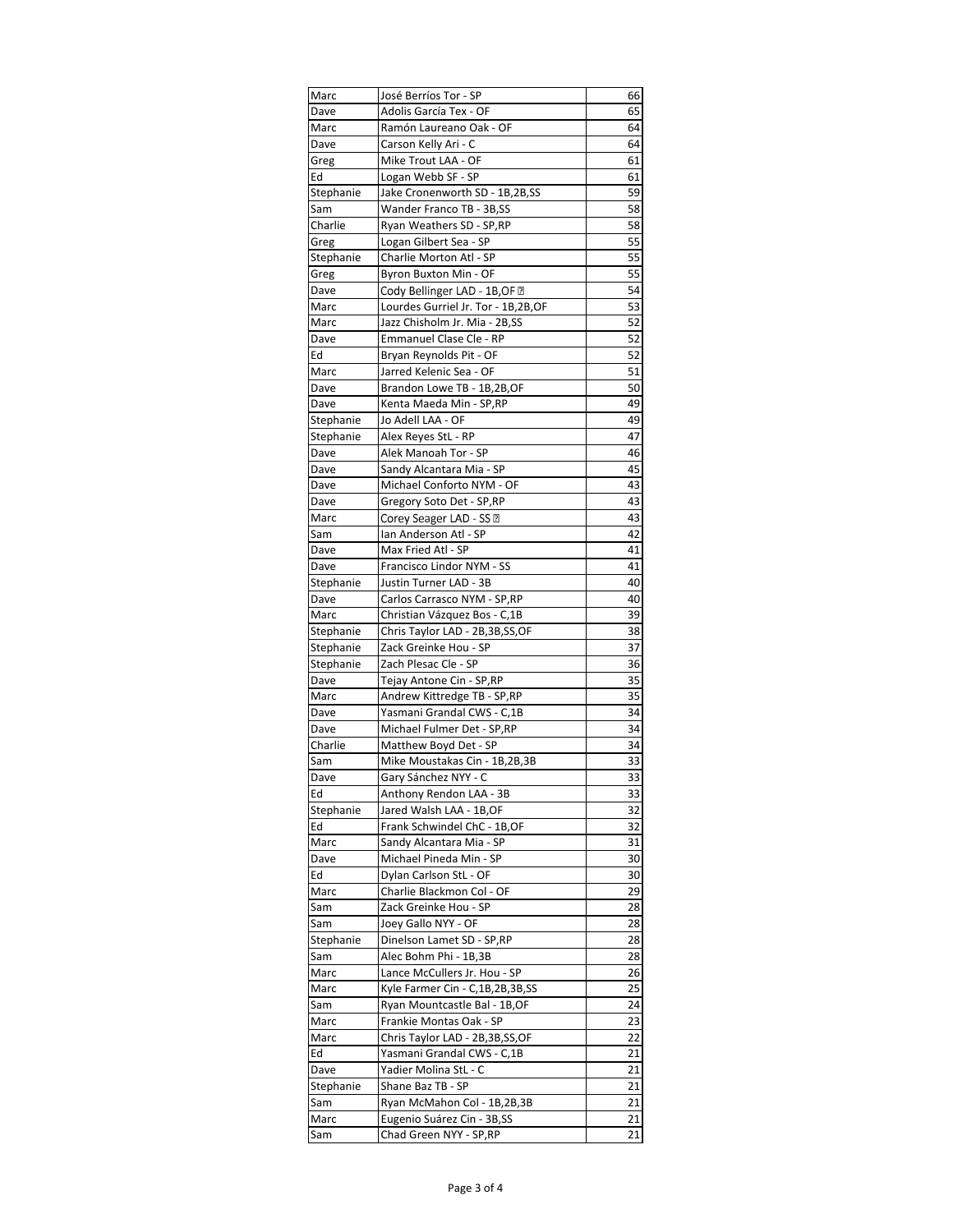| | | |
|---|---|---|
| Marc | José Berríos Tor - SP | 66 |
| Dave | Adolis García Tex - OF | 65 |
| Marc | Ramón Laureano Oak - OF | 64 |
| Dave | Carson Kelly Ari - C | 64 |
| Greg | Mike Trout LAA - OF | 61 |
| Ed | Logan Webb SF - SP | 61 |
| Stephanie | Jake Cronenworth SD - 1B,2B,SS | 59 |
| Sam | Wander Franco TB - 3B,SS | 58 |
| Charlie | Ryan Weathers SD - SP,RP | 58 |
| Greg | Logan Gilbert Sea - SP | 55 |
| Stephanie | Charlie Morton Atl - SP | 55 |
| Greg | Byron Buxton Min - OF | 55 |
| Dave | Cody Bellinger LAD - 1B,OF | 54 |
| Marc | Lourdes Gurriel Jr. Tor - 1B,2B,OF | 53 |
| Marc | Jazz Chisholm Jr. Mia - 2B,SS | 52 |
| Dave | Emmanuel Clase Cle - RP | 52 |
| Ed | Bryan Reynolds Pit - OF | 52 |
| Marc | Jarred Kelenic Sea - OF | 51 |
| Dave | Brandon Lowe TB - 1B,2B,OF | 50 |
| Dave | Kenta Maeda Min - SP,RP | 49 |
| Stephanie | Jo Adell LAA - OF | 49 |
| Stephanie | Alex Reyes StL - RP | 47 |
| Dave | Alek Manoah Tor - SP | 46 |
| Dave | Sandy Alcantara Mia - SP | 45 |
| Dave | Michael Conforto NYM - OF | 43 |
| Dave | Gregory Soto Det - SP,RP | 43 |
| Marc | Corey Seager LAD - SS | 43 |
| Sam | Ian Anderson Atl - SP | 42 |
| Dave | Max Fried Atl - SP | 41 |
| Dave | Francisco Lindor NYM - SS | 41 |
| Stephanie | Justin Turner LAD - 3B | 40 |
| Dave | Carlos Carrasco NYM - SP,RP | 40 |
| Marc | Christian Vázquez Bos - C,1B | 39 |
| Stephanie | Chris Taylor LAD - 2B,3B,SS,OF | 38 |
| Stephanie | Zack Greinke Hou - SP | 37 |
| Stephanie | Zach Plesac Cle - SP | 36 |
| Dave | Tejay Antone Cin - SP,RP | 35 |
| Marc | Andrew Kittredge TB - SP,RP | 35 |
| Dave | Yasmani Grandal CWS - C,1B | 34 |
| Dave | Michael Fulmer Det - SP,RP | 34 |
| Charlie | Matthew Boyd Det - SP | 34 |
| Sam | Mike Moustakas Cin - 1B,2B,3B | 33 |
| Dave | Gary Sánchez NYY - C | 33 |
| Ed | Anthony Rendon LAA - 3B | 33 |
| Stephanie | Jared Walsh LAA - 1B,OF | 32 |
| Ed | Frank Schwindel ChC - 1B,OF | 32 |
| Marc | Sandy Alcantara Mia - SP | 31 |
| Dave | Michael Pineda Min - SP | 30 |
| Ed | Dylan Carlson StL - OF | 30 |
| Marc | Charlie Blackmon Col - OF | 29 |
| Sam | Zack Greinke Hou - SP | 28 |
| Sam | Joey Gallo NYY - OF | 28 |
| Stephanie | Dinelson Lamet SD - SP,RP | 28 |
| Sam | Alec Bohm Phi - 1B,3B | 28 |
| Marc | Lance McCullers Jr. Hou - SP | 26 |
| Marc | Kyle Farmer Cin - C,1B,2B,3B,SS | 25 |
| Sam | Ryan Mountcastle Bal - 1B,OF | 24 |
| Marc | Frankie Montas Oak - SP | 23 |
| Marc | Chris Taylor LAD - 2B,3B,SS,OF | 22 |
| Ed | Yasmani Grandal CWS - C,1B | 21 |
| Dave | Yadier Molina StL - C | 21 |
| Stephanie | Shane Baz TB - SP | 21 |
| Sam | Ryan McMahon Col - 1B,2B,3B | 21 |
| Marc | Eugenio Suárez Cin - 3B,SS | 21 |
| Sam | Chad Green NYY - SP,RP | 21 |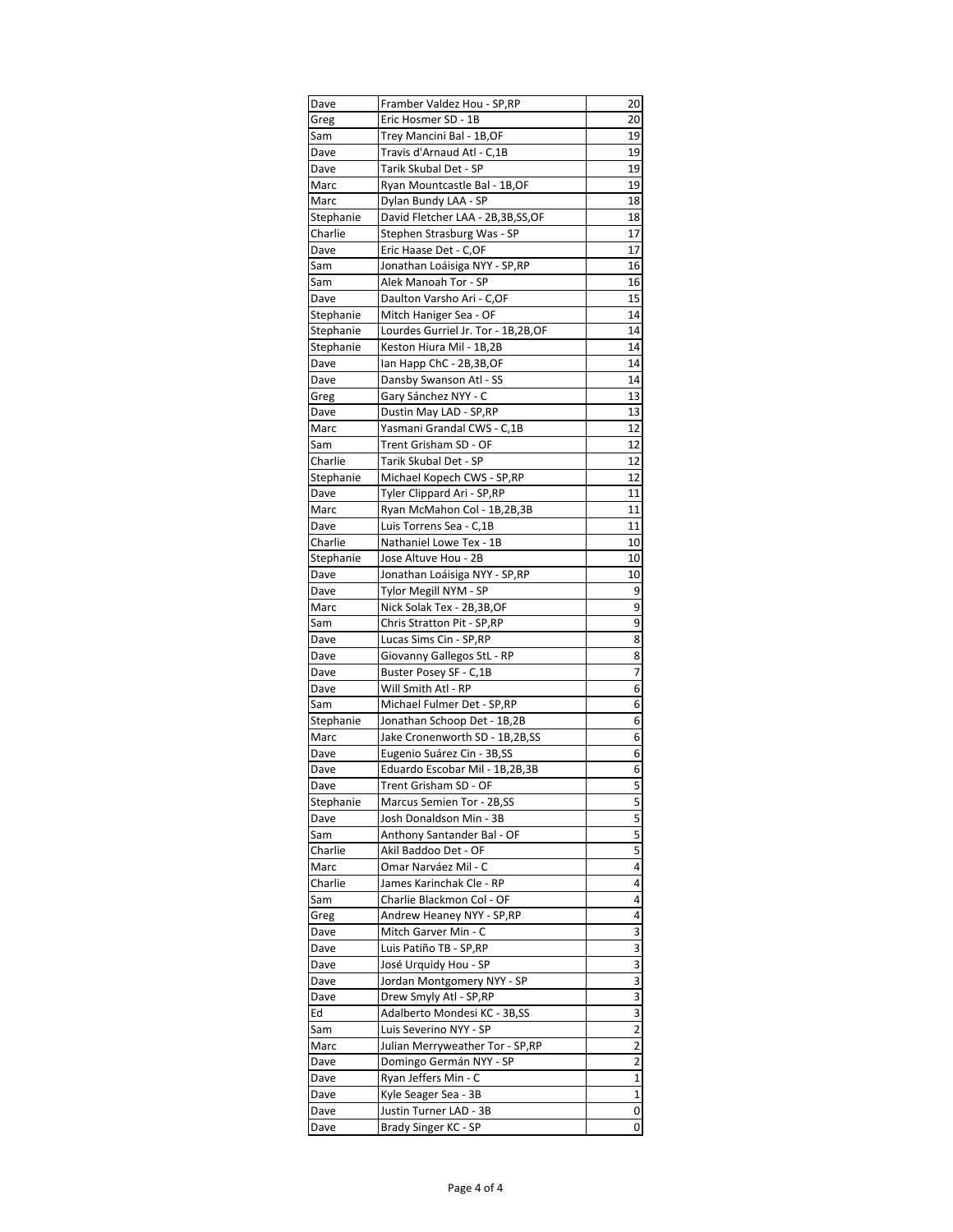| | | |
|---|---|---|
| Dave | Framber Valdez Hou - SP,RP | 20 |
| Greg | Eric Hosmer SD - 1B | 20 |
| Sam | Trey Mancini Bal - 1B,OF | 19 |
| Dave | Travis d'Arnaud Atl - C,1B | 19 |
| Dave | Tarik Skubal Det - SP | 19 |
| Marc | Ryan Mountcastle Bal - 1B,OF | 19 |
| Marc | Dylan Bundy LAA - SP | 18 |
| Stephanie | David Fletcher LAA - 2B,3B,SS,OF | 18 |
| Charlie | Stephen Strasburg Was - SP | 17 |
| Dave | Eric Haase Det - C,OF | 17 |
| Sam | Jonathan Loáisiga NYY - SP,RP | 16 |
| Sam | Alek Manoah Tor - SP | 16 |
| Dave | Daulton Varsho Ari - C,OF | 15 |
| Stephanie | Mitch Haniger Sea - OF | 14 |
| Stephanie | Lourdes Gurriel Jr. Tor - 1B,2B,OF | 14 |
| Stephanie | Keston Hiura Mil - 1B,2B | 14 |
| Dave | Ian Happ ChC - 2B,3B,OF | 14 |
| Dave | Dansby Swanson Atl - SS | 14 |
| Greg | Gary Sánchez NYY - C | 13 |
| Dave | Dustin May LAD - SP,RP | 13 |
| Marc | Yasmani Grandal CWS - C,1B | 12 |
| Sam | Trent Grisham SD - OF | 12 |
| Charlie | Tarik Skubal Det - SP | 12 |
| Stephanie | Michael Kopech CWS - SP,RP | 12 |
| Dave | Tyler Clippard Ari - SP,RP | 11 |
| Marc | Ryan McMahon Col - 1B,2B,3B | 11 |
| Dave | Luis Torrens Sea - C,1B | 11 |
| Charlie | Nathaniel Lowe Tex - 1B | 10 |
| Stephanie | Jose Altuve Hou - 2B | 10 |
| Dave | Jonathan Loáisiga NYY - SP,RP | 10 |
| Dave | Tylor Megill NYM - SP | 9 |
| Marc | Nick Solak Tex - 2B,3B,OF | 9 |
| Sam | Chris Stratton Pit - SP,RP | 9 |
| Dave | Lucas Sims Cin - SP,RP | 8 |
| Dave | Giovanny Gallegos StL - RP | 8 |
| Dave | Buster Posey SF - C,1B | 7 |
| Dave | Will Smith Atl - RP | 6 |
| Sam | Michael Fulmer Det - SP,RP | 6 |
| Stephanie | Jonathan Schoop Det - 1B,2B | 6 |
| Marc | Jake Cronenworth SD - 1B,2B,SS | 6 |
| Dave | Eugenio Suárez Cin - 3B,SS | 6 |
| Dave | Eduardo Escobar Mil - 1B,2B,3B | 6 |
| Dave | Trent Grisham SD - OF | 5 |
| Stephanie | Marcus Semien Tor - 2B,SS | 5 |
| Dave | Josh Donaldson Min - 3B | 5 |
| Sam | Anthony Santander Bal - OF | 5 |
| Charlie | Akil Baddoo Det - OF | 5 |
| Marc | Omar Narváez Mil - C | 4 |
| Charlie | James Karinchak Cle - RP | 4 |
| Sam | Charlie Blackmon Col - OF | 4 |
| Greg | Andrew Heaney NYY - SP,RP | 4 |
| Dave | Mitch Garver Min - C | 3 |
| Dave | Luis Patiño TB - SP,RP | 3 |
| Dave | José Urquidy Hou - SP | 3 |
| Dave | Jordan Montgomery NYY - SP | 3 |
| Dave | Drew Smyly Atl - SP,RP | 3 |
| Ed | Adalberto Mondesi KC - 3B,SS | 3 |
| Sam | Luis Severino NYY - SP | 2 |
| Marc | Julian Merryweather Tor - SP,RP | 2 |
| Dave | Domingo Germán NYY - SP | 2 |
| Dave | Ryan Jeffers Min - C | 1 |
| Dave | Kyle Seager Sea - 3B | 1 |
| Dave | Justin Turner LAD - 3B | 0 |
| Dave | Brady Singer KC - SP | 0 |